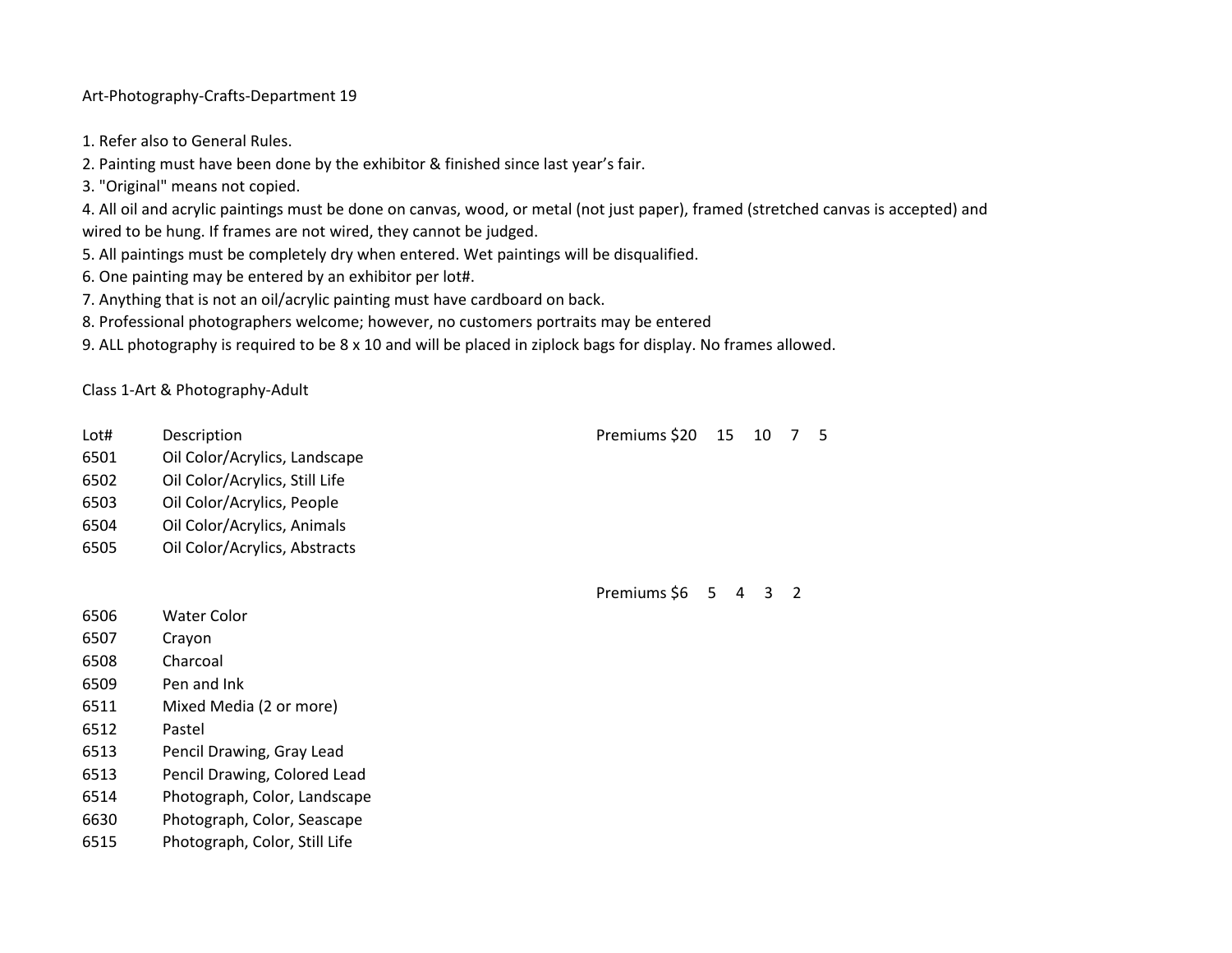# Art-Photography-Crafts-Department 19

1. Refer also to General Rules.
2. Painting must have been done by the exhibitor & finished since last year's fair.
3. "Original" means not copied.
4. All oil and acrylic paintings must be done on canvas, wood, or metal (not just paper), framed (stretched canvas is accepted) and wired to be hung. If frames are not wired, they cannot be judged.
5. All paintings must be completely dry when entered. Wet paintings will be disqualified.
6. One painting may be entered by an exhibitor per lot#.
7. Anything that is not an oil/acrylic painting must have cardboard on back.
8. Professional photographers welcome; however, no customers portraits may be entered
9. ALL photography is required to be 8 x 10 and will be placed in ziplock bags for display. No frames allowed.

## Class 1-Art & Photography-Adult

| Lot# | Description | Premiums $20 | 15 | 10 | 7 | 5 |
|---|---|---|---|---|---|---|
| 6501 | Oil Color/Acrylics, Landscape | | | | | |
| 6502 | Oil Color/Acrylics, Still Life | | | | | |
| 6503 | Oil Color/Acrylics, People | | | | | |
| 6504 | Oil Color/Acrylics, Animals | | | | | |
| 6505 | Oil Color/Acrylics, Abstracts | | | | | |

| Lot# | Description | Premiums $6 | 5 | 4 | 3 | 2 |
|---|---|---|---|---|---|---|
| 6506 | Water Color | | | | | |
| 6507 | Crayon | | | | | |
| 6508 | Charcoal | | | | | |
| 6509 | Pen and Ink | | | | | |
| 6511 | Mixed Media (2 or more) | | | | | |
| 6512 | Pastel | | | | | |
| 6513 | Pencil Drawing, Gray Lead | | | | | |
| 6513 | Pencil Drawing, Colored Lead | | | | | |
| 6514 | Photograph, Color, Landscape | | | | | |
| 6630 | Photograph, Color, Seascape | | | | | |
| 6515 | Photograph, Color, Still Life | | | | | |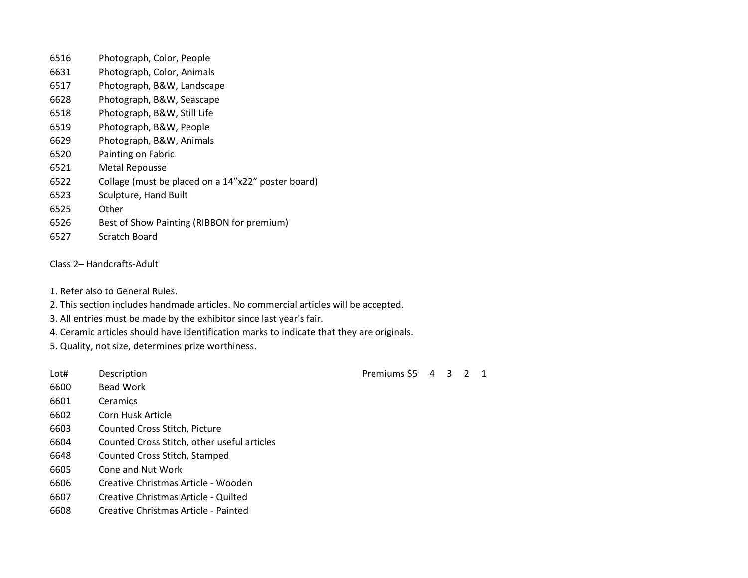| | |
|---|---|
| 6516 | Photograph, Color, People |
| 6631 | Photograph, Color, Animals |
| 6517 | Photograph, B&W, Landscape |
| 6628 | Photograph, B&W, Seascape |
| 6518 | Photograph, B&W, Still Life |
| 6519 | Photograph, B&W, People |
| 6629 | Photograph, B&W, Animals |
| 6520 | Painting on Fabric |
| 6521 | Metal Repousse |
| 6522 | Collage (must be placed on a 14"x22" poster board) |
| 6523 | Sculpture, Hand Built |
| 6525 | Other |
| 6526 | Best of Show Painting (RIBBON for premium) |
| 6527 | Scratch Board |

Class 2– Handcrafts-Adult

1. Refer also to General Rules.
2. This section includes handmade articles. No commercial articles will be accepted.
3. All entries must be made by the exhibitor since last year's fair.
4. Ceramic articles should have identification marks to indicate that they are originals.
5. Quality, not size, determines prize worthiness.

| Lot# | Description | Premiums $5 | 4 | 3 | 2 | 1 |
|---|---|---|---|---|---|---|
| 6600 | Bead Work | | | | | |
| 6601 | Ceramics | | | | | |
| 6602 | Corn Husk Article | | | | | |
| 6603 | Counted Cross Stitch, Picture | | | | | |
| 6604 | Counted Cross Stitch, other useful articles | | | | | |
| 6648 | Counted Cross Stitch, Stamped | | | | | |
| 6605 | Cone and Nut Work | | | | | |
| 6606 | Creative Christmas Article - Wooden | | | | | |
| 6607 | Creative Christmas Article - Quilted | | | | | |
| 6608 | Creative Christmas Article - Painted | | | | | |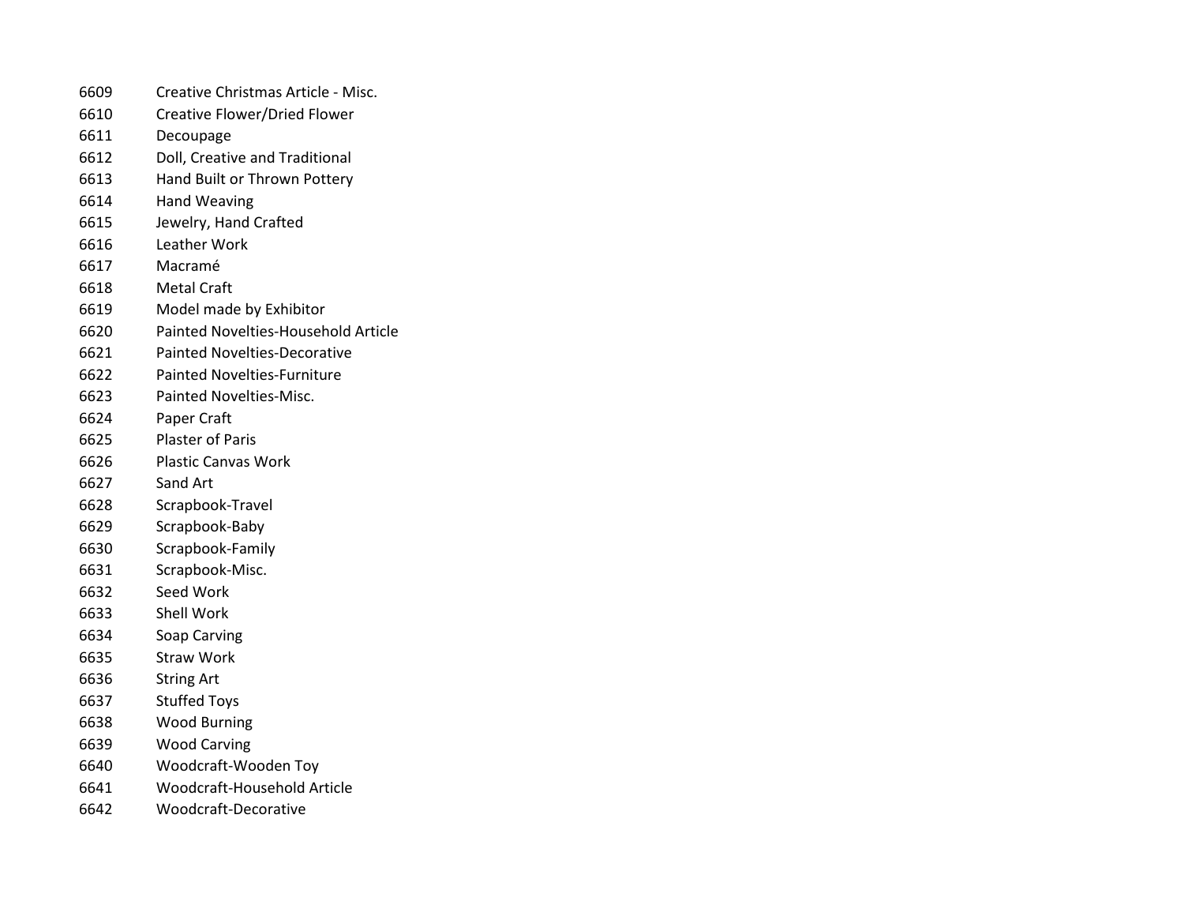| | |
|---|---|
| 6609 | Creative Christmas Article - Misc. |
| 6610 | Creative Flower/Dried Flower |
| 6611 | Decoupage |
| 6612 | Doll, Creative and Traditional |
| 6613 | Hand Built or Thrown Pottery |
| 6614 | Hand Weaving |
| 6615 | Jewelry, Hand Crafted |
| 6616 | Leather Work |
| 6617 | Macramé |
| 6618 | Metal Craft |
| 6619 | Model made by Exhibitor |
| 6620 | Painted Novelties-Household Article |
| 6621 | Painted Novelties-Decorative |
| 6622 | Painted Novelties-Furniture |
| 6623 | Painted Novelties-Misc. |
| 6624 | Paper Craft |
| 6625 | Plaster of Paris |
| 6626 | Plastic Canvas Work |
| 6627 | Sand Art |
| 6628 | Scrapbook-Travel |
| 6629 | Scrapbook-Baby |
| 6630 | Scrapbook-Family |
| 6631 | Scrapbook-Misc. |
| 6632 | Seed Work |
| 6633 | Shell Work |
| 6634 | Soap Carving |
| 6635 | Straw Work |
| 6636 | String Art |
| 6637 | Stuffed Toys |
| 6638 | Wood Burning |
| 6639 | Wood Carving |
| 6640 | Woodcraft-Wooden Toy |
| 6641 | Woodcraft-Household Article |
| 6642 | Woodcraft-Decorative |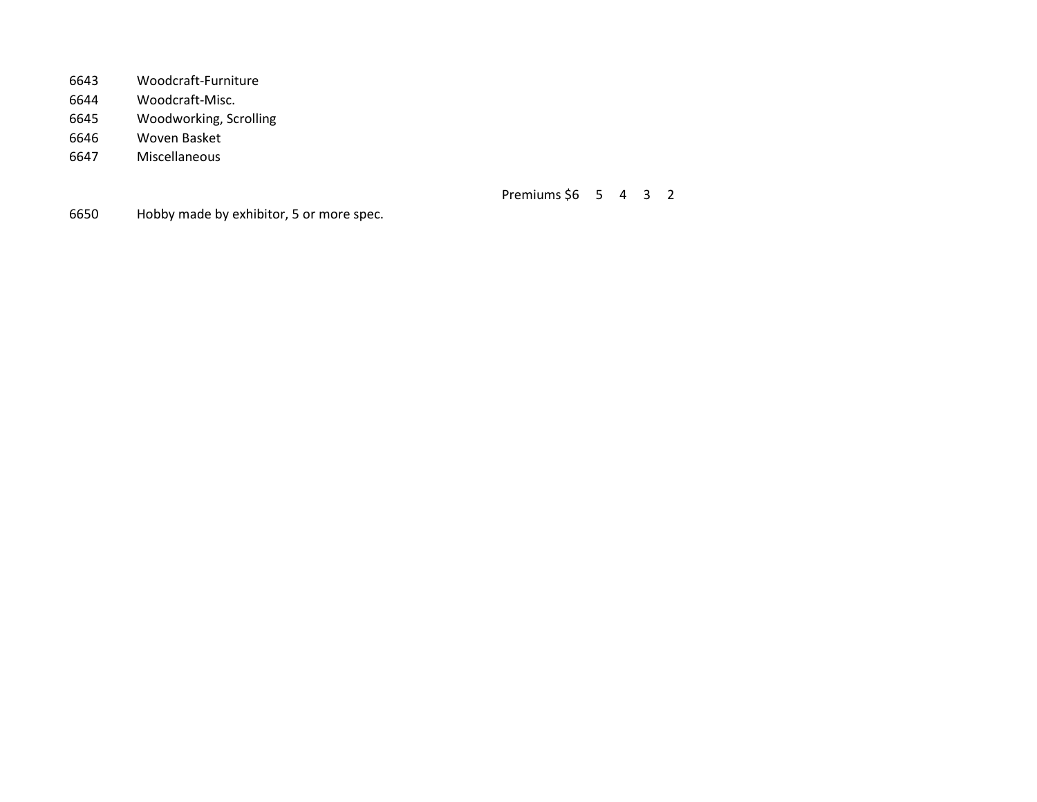| | |
|---|---|
| 6643 | Woodcraft-Furniture |
| 6644 | Woodcraft-Misc. |
| 6645 | Woodworking, Scrolling |
| 6646 | Woven Basket |
| 6647 | Miscellaneous |

Premiums $6 5 4 3 2

| | |
|---|---|
| 6650 | Hobby made by exhibitor, 5 or more spec. |